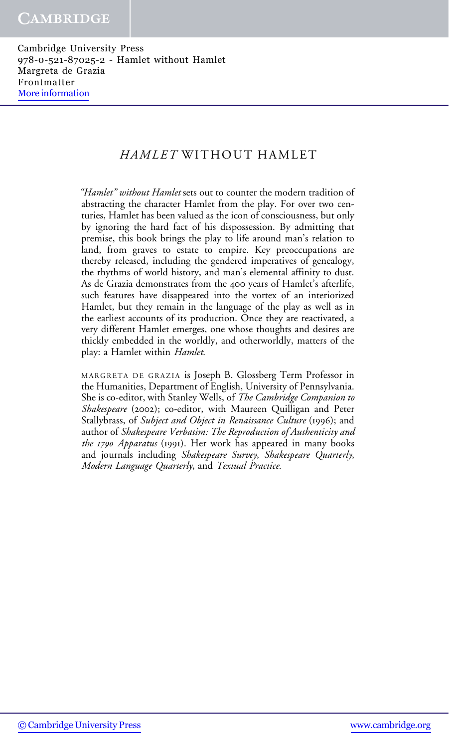# *HAMLET* WITHOUT HAMLET

*"Hamlet" without Hamlet* sets out to counter the modern tradition of abstracting the character Hamlet from the play. For over two centuries, Hamlet has been valued as the icon of consciousness, but only by ignoring the hard fact of his dispossession. By admitting that premise, this book brings the play to life around man's relation to land, from graves to estate to empire. Key preoccupations are thereby released, including the gendered imperatives of genealogy, the rhythms of world history, and man's elemental affinity to dust. As de Grazia demonstrates from the 400 years of Hamlet's afterlife, such features have disappeared into the vortex of an interiorized Hamlet, but they remain in the language of the play as well as in the earliest accounts of its production. Once they are reactivated, a very different Hamlet emerges, one whose thoughts and desires are thickly embedded in the worldly, and otherworldly, matters of the play: a Hamlet within *Hamlet*.

MARGRETA DE GRAZIA is Joseph B. Glossberg Term Professor in the Humanities, Department of English, University of Pennsylvania. She is co-editor, with Stanley Wells, of *The Cambridge Companion to Shakespeare* (2002); co-editor, with Maureen Quilligan and Peter Stallybrass, of *Subject and Object in Renaissance Culture* (1996); and author of *Shakespeare Verbatim: The Reproduction of Authenticity and the 1790 Apparatus* (1991). Her work has appeared in many books and journals including *Shakespeare Survey*, *Shakespeare Quarterly*, *Modern Language Quarterly*, and *Textual Practice.*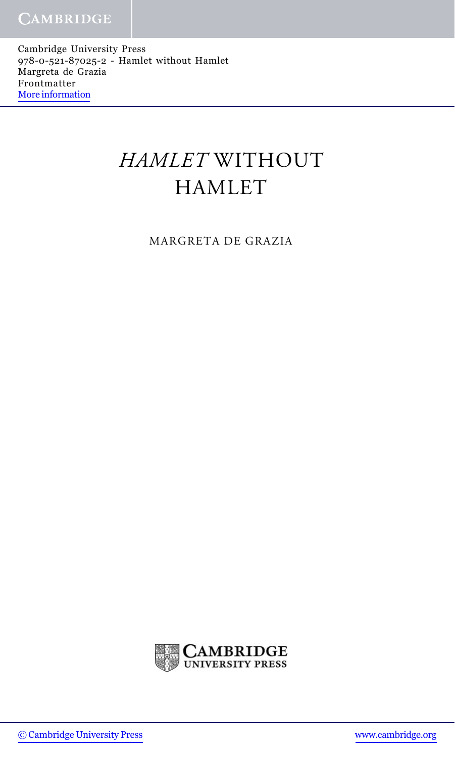# *HAMLET* WITHOUT HAMLET

MARGRETA DE GRAZIA

CAMBRIDGE UNIVERSITY PRESS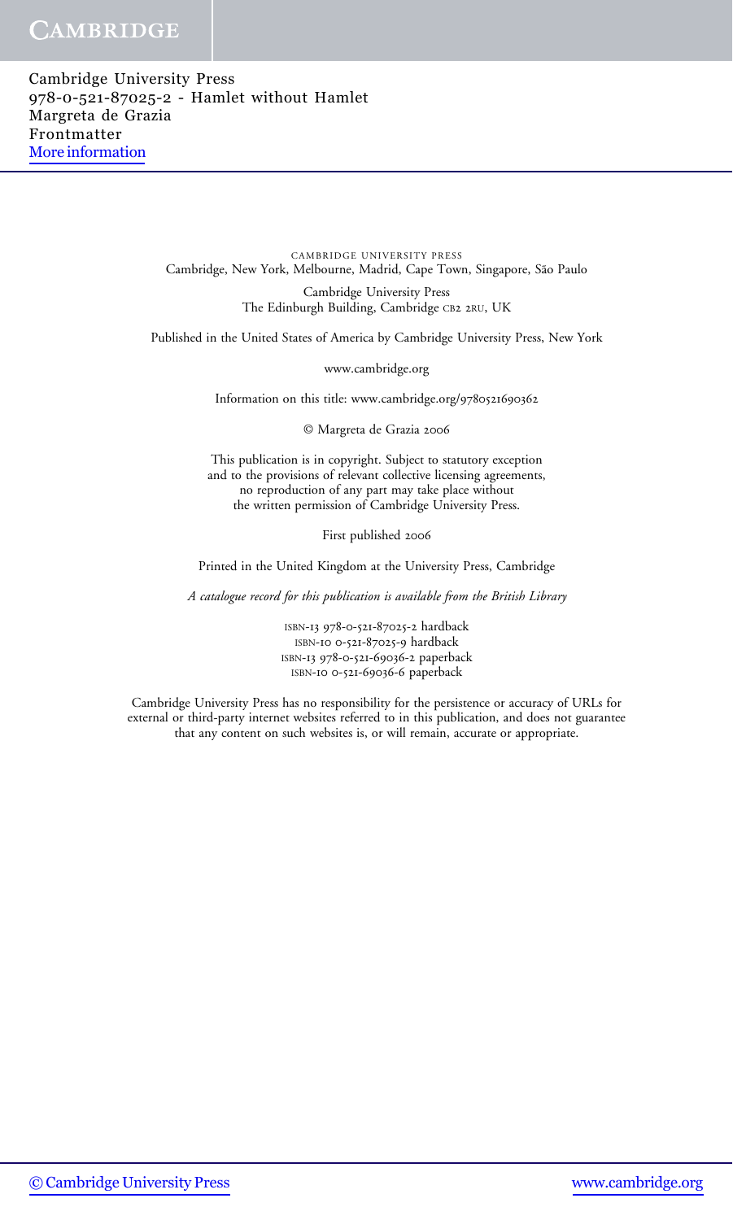CAMBRIDGE UNIVERSITY PRESS
Cambridge, New York, Melbourne, Madrid, Cape Town, Singapore, São Paulo

Cambridge University Press
The Edinburgh Building, Cambridge CB2 2RU, UK

Published in the United States of America by Cambridge University Press, New York

www.cambridge.org

Information on this title: www.cambridge.org/9780521690362

© Margreta de Grazia 2006

This publication is in copyright. Subject to statutory exception
and to the provisions of relevant collective licensing agreements,
no reproduction of any part may take place without
the written permission of Cambridge University Press.

First published 2006

Printed in the United Kingdom at the University Press, Cambridge

*A catalogue record for this publication is available from the British Library*

ISBN-13 978-0-521-87025-2 hardback
ISBN-10 0-521-87025-9 hardback
ISBN-13 978-0-521-69036-2 paperback
ISBN-10 0-521-69036-6 paperback

Cambridge University Press has no responsibility for the persistence or accuracy of URLs for
external or third-party internet websites referred to in this publication, and does not guarantee
that any content on such websites is, or will remain, accurate or appropriate.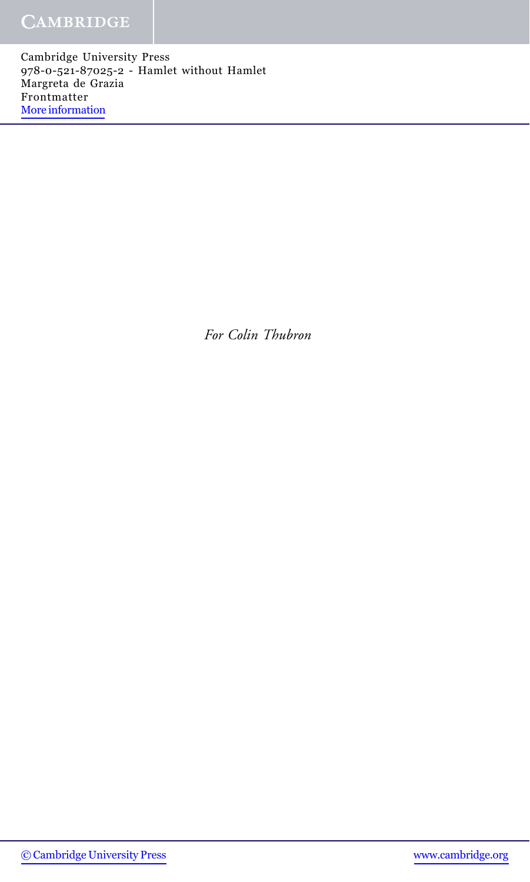*For Colin Thubron*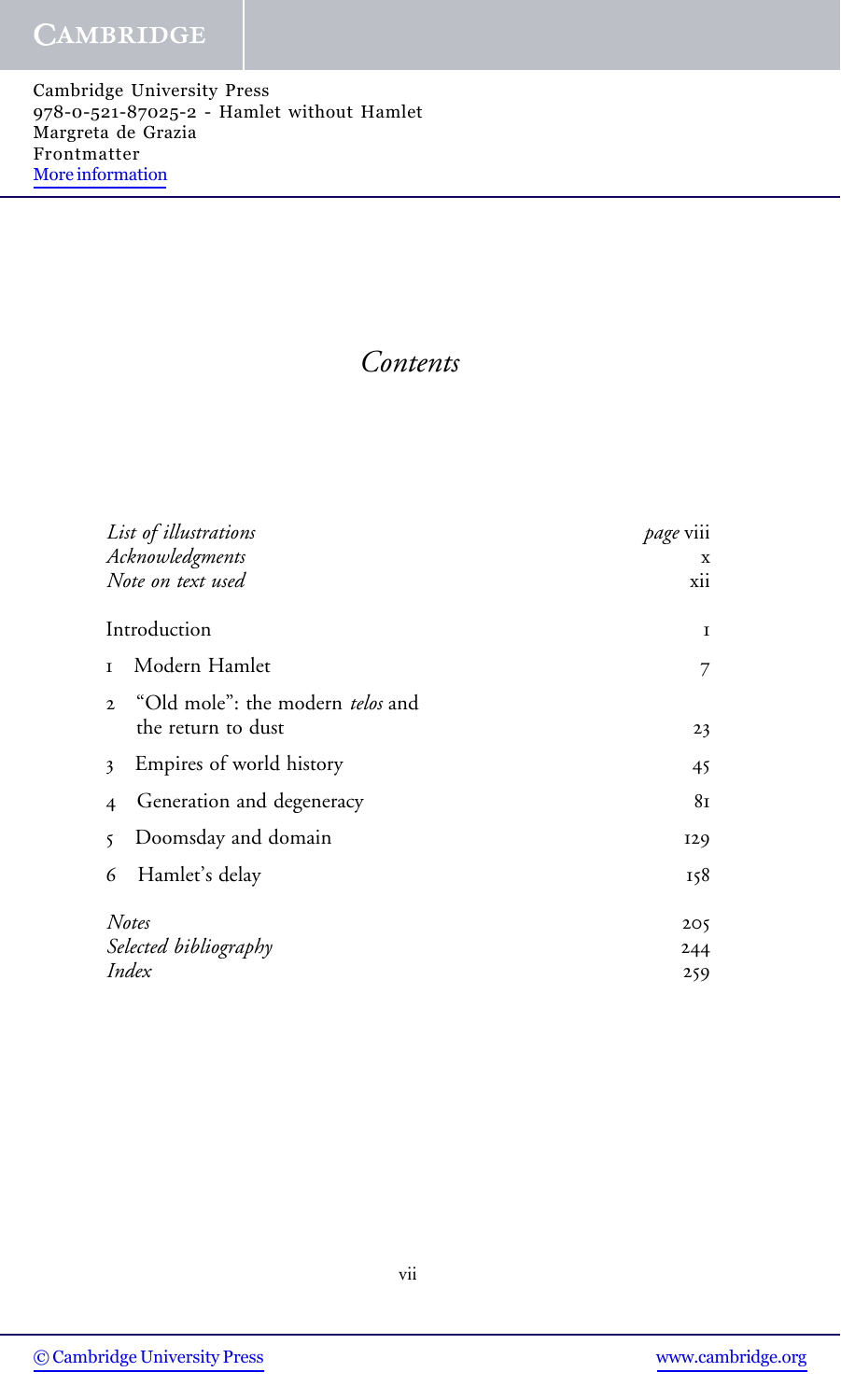# *Contents*

| | |
|---|---|
| *List of illustrations* | *page* viii |
| *Acknowledgments* | x |
| *Note on text used* | xii |
| Introduction | 1 |
| 1 Modern Hamlet | 7 |
| 2 "Old mole": the modern *telos* and the return to dust | 23 |
| 3 Empires of world history | 45 |
| 4 Generation and degeneracy | 81 |
| 5 Doomsday and domain | 129 |
| 6 Hamlet's delay | 158 |
| *Notes* | 205 |
| *Selected bibliography* | 244 |
| *Index* | 259 |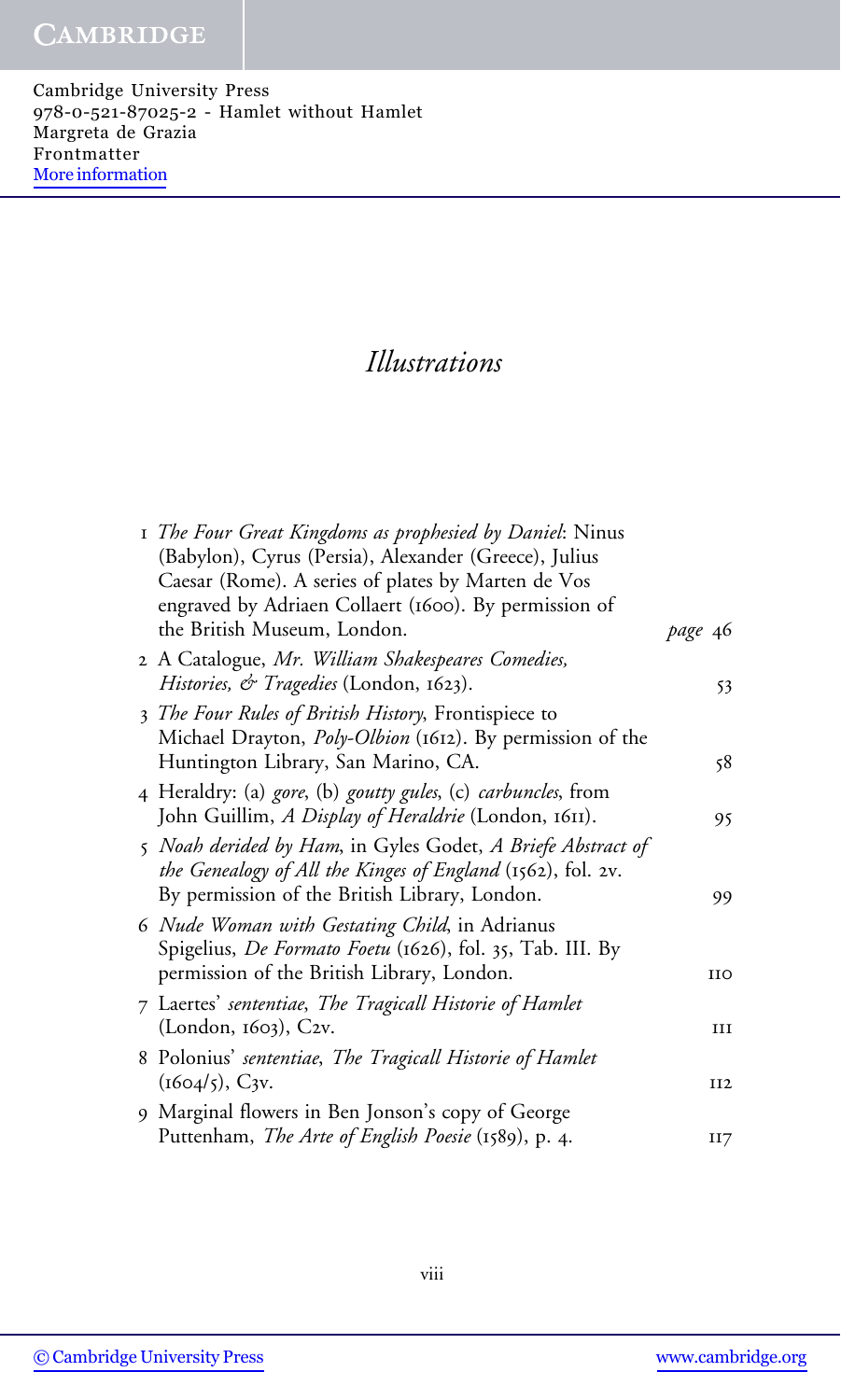# *Illustrations*

1 *The Four Great Kingdoms as prophesied by Daniel*: Ninus (Babylon), Cyrus (Persia), Alexander (Greece), Julius Caesar (Rome). A series of plates by Marten de Vos engraved by Adriaen Collaert (1600). By permission of the British Museum, London. *page* 46

2 A Catalogue, *Mr. William Shakespeares Comedies, Histories, & Tragedies* (London, 1623). 53

3 *The Four Rules of British History*, Frontispiece to Michael Drayton, *Poly-Olbion* (1612). By permission of the Huntington Library, San Marino, CA. 58

4 Heraldry: (a) *gore*, (b) *goutty gules*, (c) *carbuncles*, from John Guillim, *A Display of Heraldrie* (London, 1611). 95

5 *Noah derided by Ham*, in Gyles Godet, *A Briefe Abstract of the Genealogy of All the Kinges of England* (1562), fol. 2v. By permission of the British Library, London. 99

6 *Nude Woman with Gestating Child*, in Adrianus Spigelius, *De Formato Foetu* (1626), fol. 35, Tab. III. By permission of the British Library, London. 110

7 Laertes' *sententiae*, *The Tragicall Historie of Hamlet* (London, 1603), C2v. 111

8 Polonius' *sententiae*, *The Tragicall Historie of Hamlet* (1604/5), C3v. 112

9 Marginal flowers in Ben Jonson's copy of George Puttenham, *The Arte of English Poesie* (1589), p. 4. 117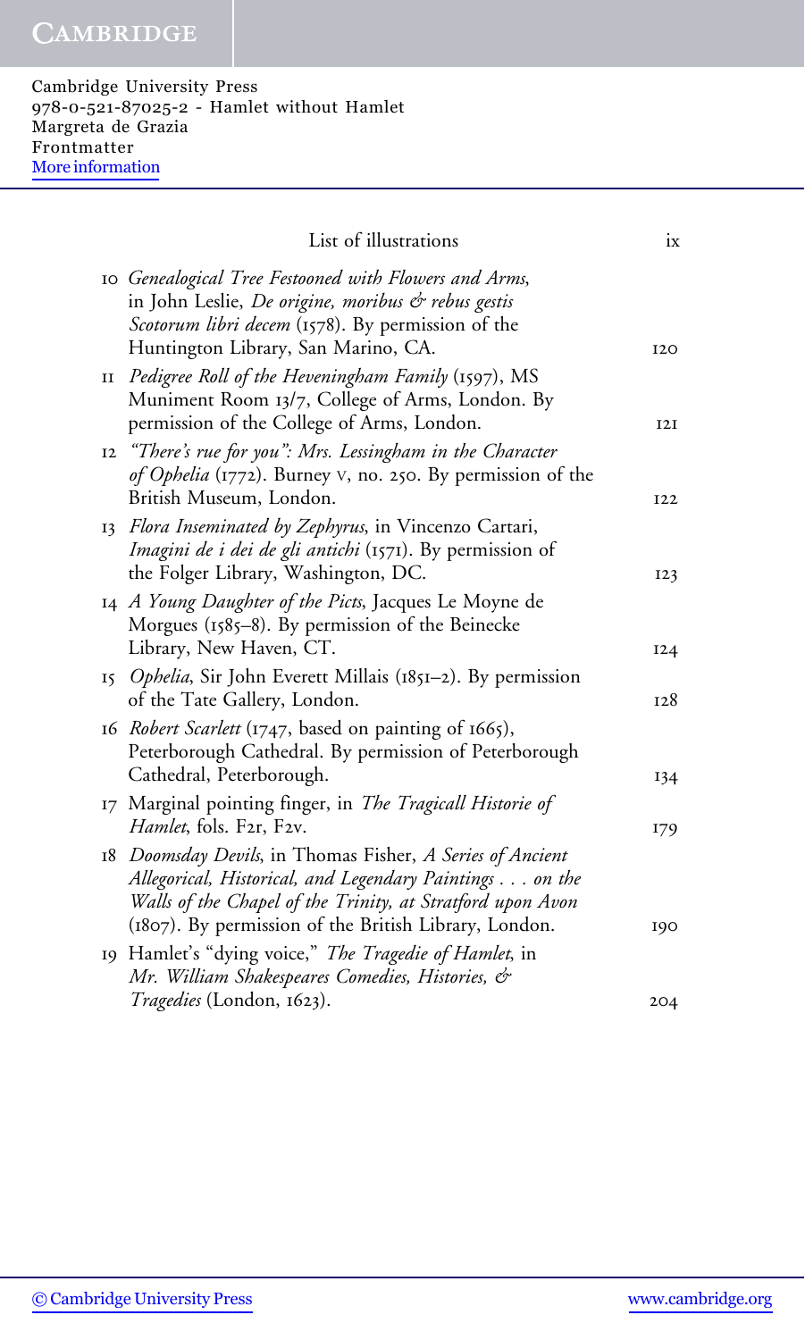10 *Genealogical Tree Festooned with Flowers and Arms*, in John Leslie, *De origine, moribus & rebus gestis Scotorum libri decem* (1578). By permission of the Huntington Library, San Marino, CA. 120

11 *Pedigree Roll of the Heveningham Family* (1597), MS Muniment Room 13/7, College of Arms, London. By permission of the College of Arms, London. 121

12 *"There's rue for you": Mrs. Lessingham in the Character of Ophelia* (1772). Burney V, no. 250. By permission of the British Museum, London. 122

13 *Flora Inseminated by Zephyrus*, in Vincenzo Cartari, *Imagini de i dei de gli antichi* (1571). By permission of the Folger Library, Washington, DC. 123

14 *A Young Daughter of the Picts*, Jacques Le Moyne de Morgues (1585–8). By permission of the Beinecke Library, New Haven, CT. 124

15 *Ophelia*, Sir John Everett Millais (1851–2). By permission of the Tate Gallery, London. 128

16 *Robert Scarlett* (1747, based on painting of 1665), Peterborough Cathedral. By permission of Peterborough Cathedral, Peterborough. 134

17 Marginal pointing finger, in *The Tragicall Historie of Hamlet*, fols. F2r, F2v. 179

18 *Doomsday Devils*, in Thomas Fisher, *A Series of Ancient Allegorical, Historical, and Legendary Paintings . . . on the Walls of the Chapel of the Trinity, at Stratford upon Avon* (1807). By permission of the British Library, London. 190

19 Hamlet's "dying voice," *The Tragedie of Hamlet*, in *Mr. William Shakespeares Comedies, Histories, & Tragedies* (London, 1623). 204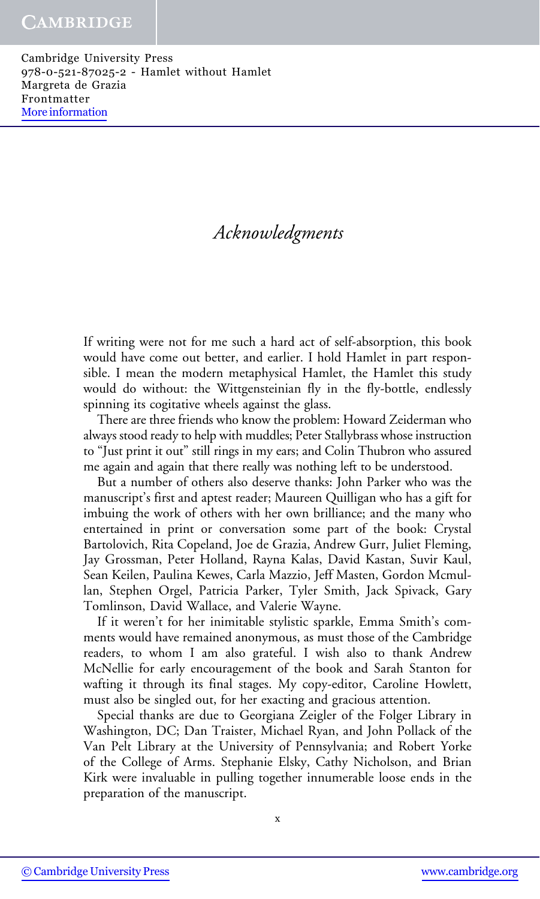# *Acknowledgments*

If writing were not for me such a hard act of self-absorption, this book would have come out better, and earlier. I hold Hamlet in part responsible. I mean the modern metaphysical Hamlet, the Hamlet this study would do without: the Wittgensteinian fly in the fly-bottle, endlessly spinning its cogitative wheels against the glass.

There are three friends who know the problem: Howard Zeiderman who always stood ready to help with muddles; Peter Stallybrass whose instruction to "Just print it out" still rings in my ears; and Colin Thubron who assured me again and again that there really was nothing left to be understood.

But a number of others also deserve thanks: John Parker who was the manuscript's first and aptest reader; Maureen Quilligan who has a gift for imbuing the work of others with her own brilliance; and the many who entertained in print or conversation some part of the book: Crystal Bartolovich, Rita Copeland, Joe de Grazia, Andrew Gurr, Juliet Fleming, Jay Grossman, Peter Holland, Rayna Kalas, David Kastan, Suvir Kaul, Sean Keilen, Paulina Kewes, Carla Mazzio, Jeff Masten, Gordon Mcmullan, Stephen Orgel, Patricia Parker, Tyler Smith, Jack Spivack, Gary Tomlinson, David Wallace, and Valerie Wayne.

If it weren't for her inimitable stylistic sparkle, Emma Smith's comments would have remained anonymous, as must those of the Cambridge readers, to whom I am also grateful. I wish also to thank Andrew McNellie for early encouragement of the book and Sarah Stanton for wafting it through its final stages. My copy-editor, Caroline Howlett, must also be singled out, for her exacting and gracious attention.

Special thanks are due to Georgiana Zeigler of the Folger Library in Washington, DC; Dan Traister, Michael Ryan, and John Pollack of the Van Pelt Library at the University of Pennsylvania; and Robert Yorke of the College of Arms. Stephanie Elsky, Cathy Nicholson, and Brian Kirk were invaluable in pulling together innumerable loose ends in the preparation of the manuscript.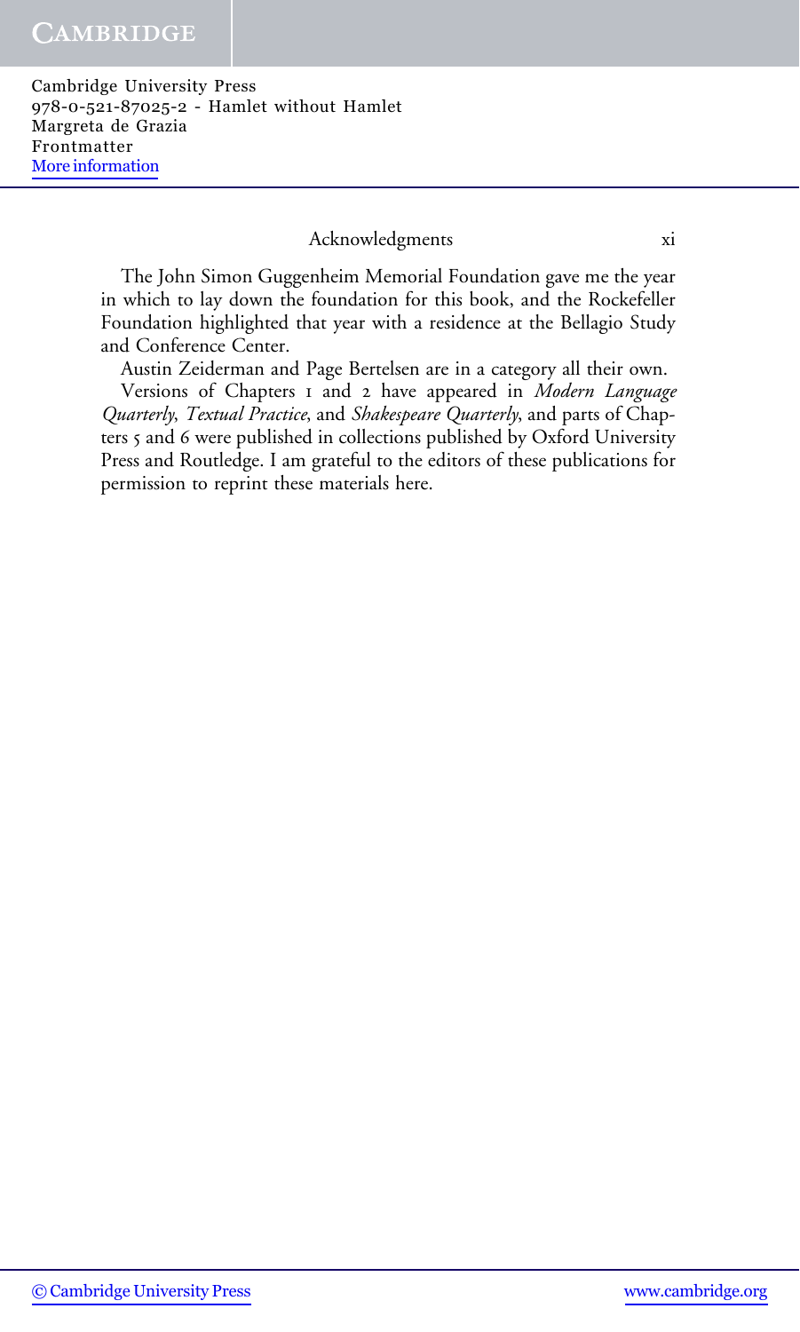The John Simon Guggenheim Memorial Foundation gave me the year in which to lay down the foundation for this book, and the Rockefeller Foundation highlighted that year with a residence at the Bellagio Study and Conference Center.

Austin Zeiderman and Page Bertelsen are in a category all their own.

Versions of Chapters 1 and 2 have appeared in *Modern Language Quarterly*, *Textual Practice*, and *Shakespeare Quarterly*, and parts of Chapters 5 and 6 were published in collections published by Oxford University Press and Routledge. I am grateful to the editors of these publications for permission to reprint these materials here.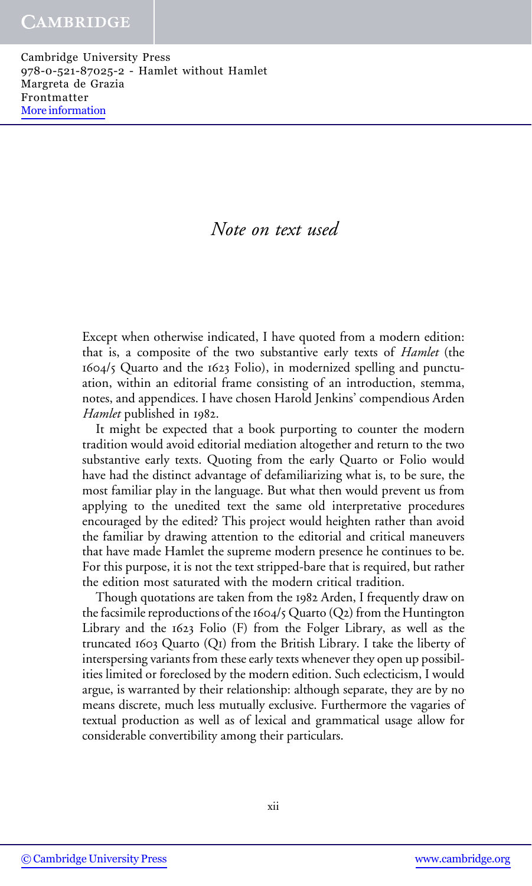# *Note on text used*

Except when otherwise indicated, I have quoted from a modern edition: that is, a composite of the two substantive early texts of *Hamlet* (the 1604/5 Quarto and the 1623 Folio), in modernized spelling and punctuation, within an editorial frame consisting of an introduction, stemma, notes, and appendices. I have chosen Harold Jenkins' compendious Arden *Hamlet* published in 1982.

It might be expected that a book purporting to counter the modern tradition would avoid editorial mediation altogether and return to the two substantive early texts. Quoting from the early Quarto or Folio would have had the distinct advantage of defamiliarizing what is, to be sure, the most familiar play in the language. But what then would prevent us from applying to the unedited text the same old interpretative procedures encouraged by the edited? This project would heighten rather than avoid the familiar by drawing attention to the editorial and critical maneuvers that have made Hamlet the supreme modern presence he continues to be. For this purpose, it is not the text stripped-bare that is required, but rather the edition most saturated with the modern critical tradition.

Though quotations are taken from the 1982 Arden, I frequently draw on the facsimile reproductions of the 1604/5 Quarto (Q2) from the Huntington Library and the 1623 Folio (F) from the Folger Library, as well as the truncated 1603 Quarto (Q1) from the British Library. I take the liberty of interspersing variants from these early texts whenever they open up possibilities limited or foreclosed by the modern edition. Such eclecticism, I would argue, is warranted by their relationship: although separate, they are by no means discrete, much less mutually exclusive. Furthermore the vagaries of textual production as well as of lexical and grammatical usage allow for considerable convertibility among their particulars.